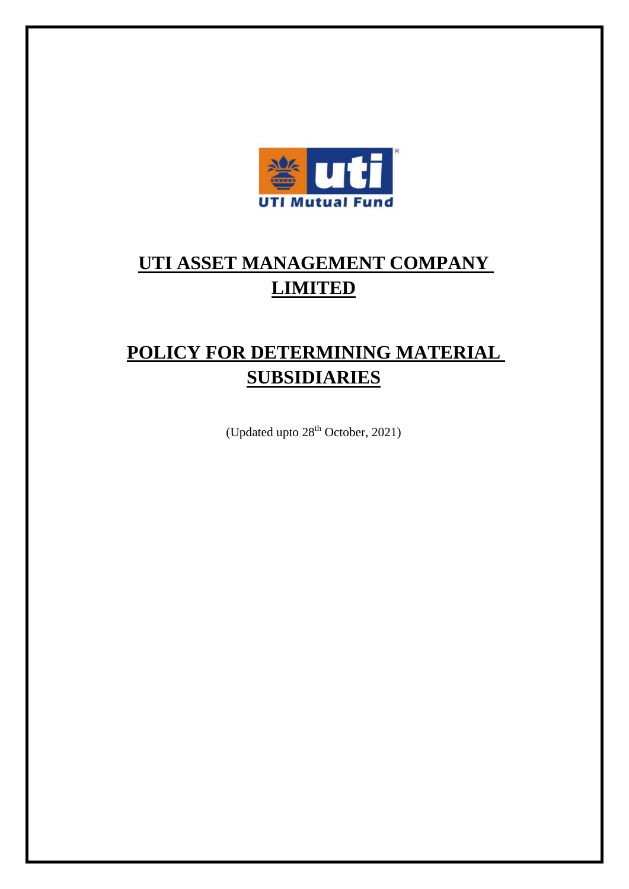# UTI ASSET MANAGEMENT COMPANY LIMITED

# POLICY FOR DETERMINING MATERIAL SUBSIDIARIES

(Updated upto 28th October, 2021)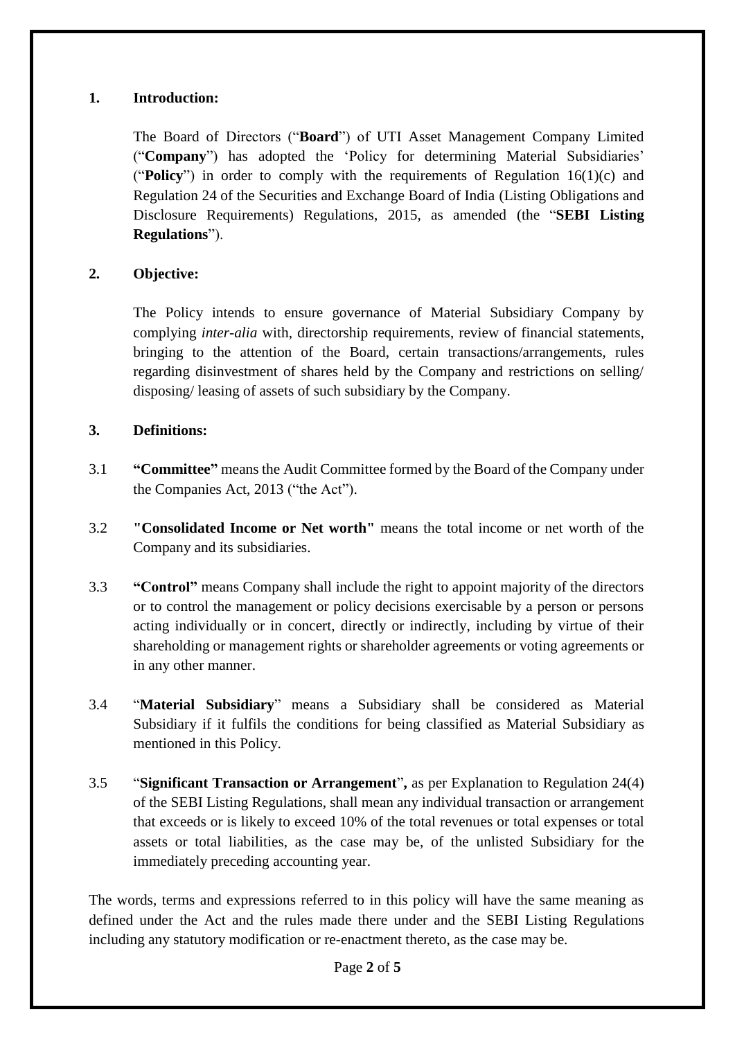## 1. Introduction:

The Board of Directors ("**Board**") of UTI Asset Management Company Limited ("**Company**") has adopted the 'Policy for determining Material Subsidiaries' ("**Policy**") in order to comply with the requirements of Regulation 16(1)(c) and Regulation 24 of the Securities and Exchange Board of India (Listing Obligations and Disclosure Requirements) Regulations, 2015, as amended (the "**SEBI Listing Regulations**").

## 2. Objective:

The Policy intends to ensure governance of Material Subsidiary Company by complying *inter-alia* with, directorship requirements, review of financial statements, bringing to the attention of the Board, certain transactions/arrangements, rules regarding disinvestment of shares held by the Company and restrictions on selling/ disposing/ leasing of assets of such subsidiary by the Company.

## 3. Definitions:

3.1 **"Committee"** means the Audit Committee formed by the Board of the Company under the Companies Act, 2013 ("the Act").

3.2 **"Consolidated Income or Net worth"** means the total income or net worth of the Company and its subsidiaries.

3.3 **"Control"** means Company shall include the right to appoint majority of the directors or to control the management or policy decisions exercisable by a person or persons acting individually or in concert, directly or indirectly, including by virtue of their shareholding or management rights or shareholder agreements or voting agreements or in any other manner.

3.4 "**Material Subsidiary**" means a Subsidiary shall be considered as Material Subsidiary if it fulfils the conditions for being classified as Material Subsidiary as mentioned in this Policy.

3.5 "**Significant Transaction or Arrangement**"**,** as per Explanation to Regulation 24(4) of the SEBI Listing Regulations, shall mean any individual transaction or arrangement that exceeds or is likely to exceed 10% of the total revenues or total expenses or total assets or total liabilities, as the case may be, of the unlisted Subsidiary for the immediately preceding accounting year.

The words, terms and expressions referred to in this policy will have the same meaning as defined under the Act and the rules made there under and the SEBI Listing Regulations including any statutory modification or re-enactment thereto, as the case may be.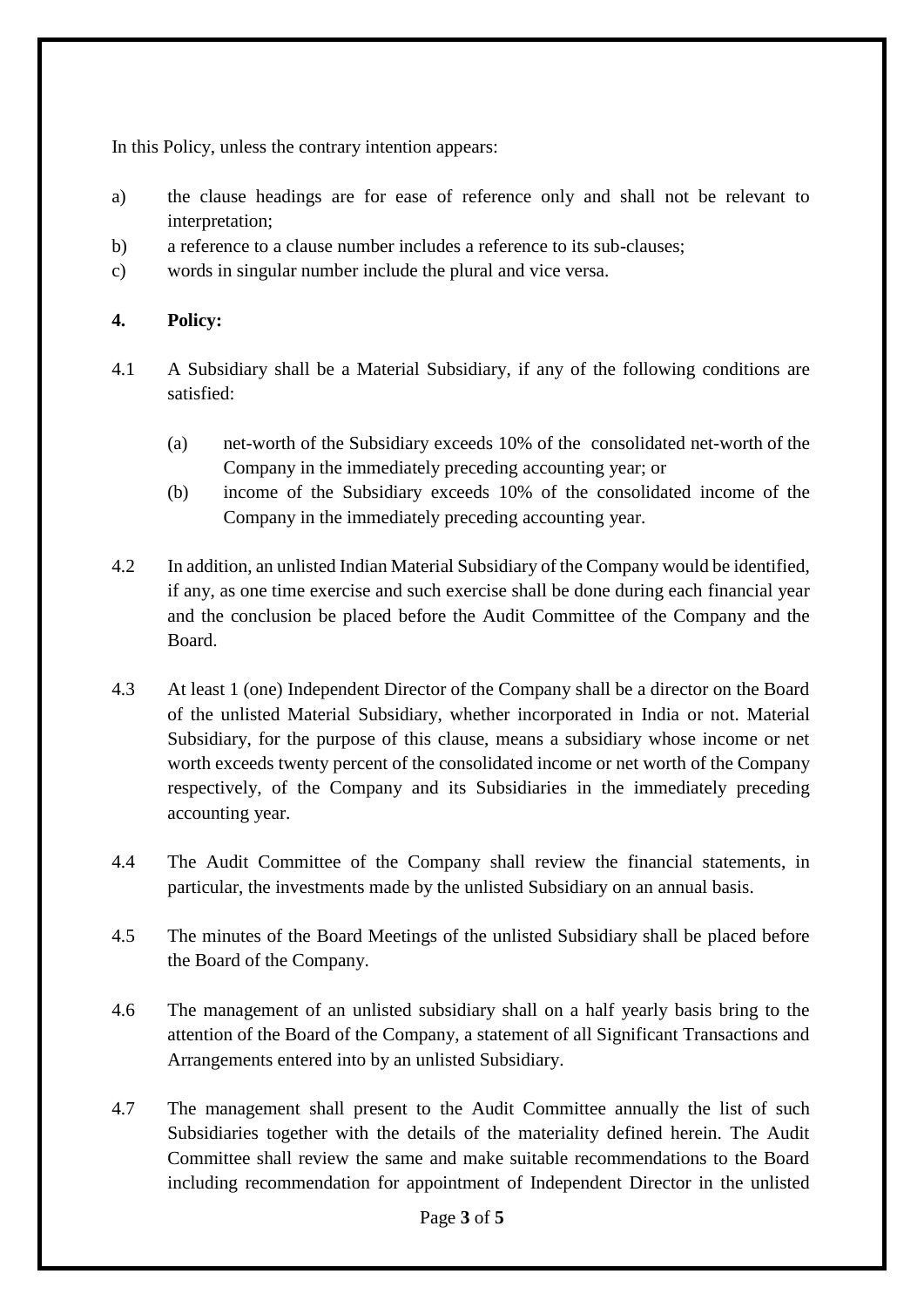In this Policy, unless the contrary intention appears:

a) the clause headings are for ease of reference only and shall not be relevant to interpretation;

b) a reference to a clause number includes a reference to its sub-clauses;

c) words in singular number include the plural and vice versa.

**4. Policy:**

4.1 A Subsidiary shall be a Material Subsidiary, if any of the following conditions are satisfied:

(a) net-worth of the Subsidiary exceeds 10% of the consolidated net-worth of the Company in the immediately preceding accounting year; or

(b) income of the Subsidiary exceeds 10% of the consolidated income of the Company in the immediately preceding accounting year.

4.2 In addition, an unlisted Indian Material Subsidiary of the Company would be identified, if any, as one time exercise and such exercise shall be done during each financial year and the conclusion be placed before the Audit Committee of the Company and the Board.

4.3 At least 1 (one) Independent Director of the Company shall be a director on the Board of the unlisted Material Subsidiary, whether incorporated in India or not. Material Subsidiary, for the purpose of this clause, means a subsidiary whose income or net worth exceeds twenty percent of the consolidated income or net worth of the Company respectively, of the Company and its Subsidiaries in the immediately preceding accounting year.

4.4 The Audit Committee of the Company shall review the financial statements, in particular, the investments made by the unlisted Subsidiary on an annual basis.

4.5 The minutes of the Board Meetings of the unlisted Subsidiary shall be placed before the Board of the Company.

4.6 The management of an unlisted subsidiary shall on a half yearly basis bring to the attention of the Board of the Company, a statement of all Significant Transactions and Arrangements entered into by an unlisted Subsidiary.

4.7 The management shall present to the Audit Committee annually the list of such Subsidiaries together with the details of the materiality defined herein. The Audit Committee shall review the same and make suitable recommendations to the Board including recommendation for appointment of Independent Director in the unlisted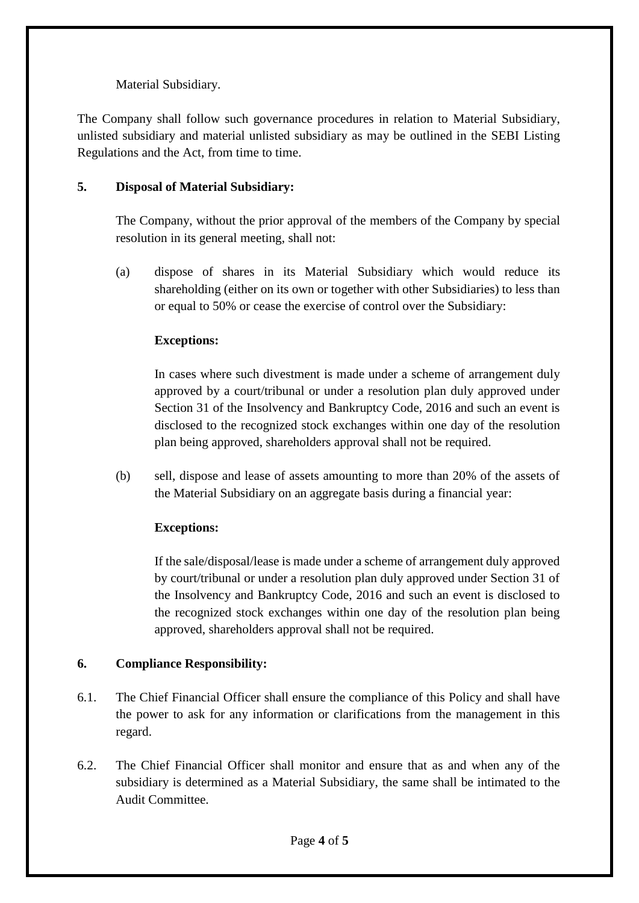Material Subsidiary.

The Company shall follow such governance procedures in relation to Material Subsidiary, unlisted subsidiary and material unlisted subsidiary as may be outlined in the SEBI Listing Regulations and the Act, from time to time.

**5. Disposal of Material Subsidiary:**

The Company, without the prior approval of the members of the Company by special resolution in its general meeting, shall not:

(a) dispose of shares in its Material Subsidiary which would reduce its shareholding (either on its own or together with other Subsidiaries) to less than or equal to 50% or cease the exercise of control over the Subsidiary:

**Exceptions:**

In cases where such divestment is made under a scheme of arrangement duly approved by a court/tribunal or under a resolution plan duly approved under Section 31 of the Insolvency and Bankruptcy Code, 2016 and such an event is disclosed to the recognized stock exchanges within one day of the resolution plan being approved, shareholders approval shall not be required.

(b) sell, dispose and lease of assets amounting to more than 20% of the assets of the Material Subsidiary on an aggregate basis during a financial year:

**Exceptions:**

If the sale/disposal/lease is made under a scheme of arrangement duly approved by court/tribunal or under a resolution plan duly approved under Section 31 of the Insolvency and Bankruptcy Code, 2016 and such an event is disclosed to the recognized stock exchanges within one day of the resolution plan being approved, shareholders approval shall not be required.

**6. Compliance Responsibility:**

6.1. The Chief Financial Officer shall ensure the compliance of this Policy and shall have the power to ask for any information or clarifications from the management in this regard.

6.2. The Chief Financial Officer shall monitor and ensure that as and when any of the subsidiary is determined as a Material Subsidiary, the same shall be intimated to the Audit Committee.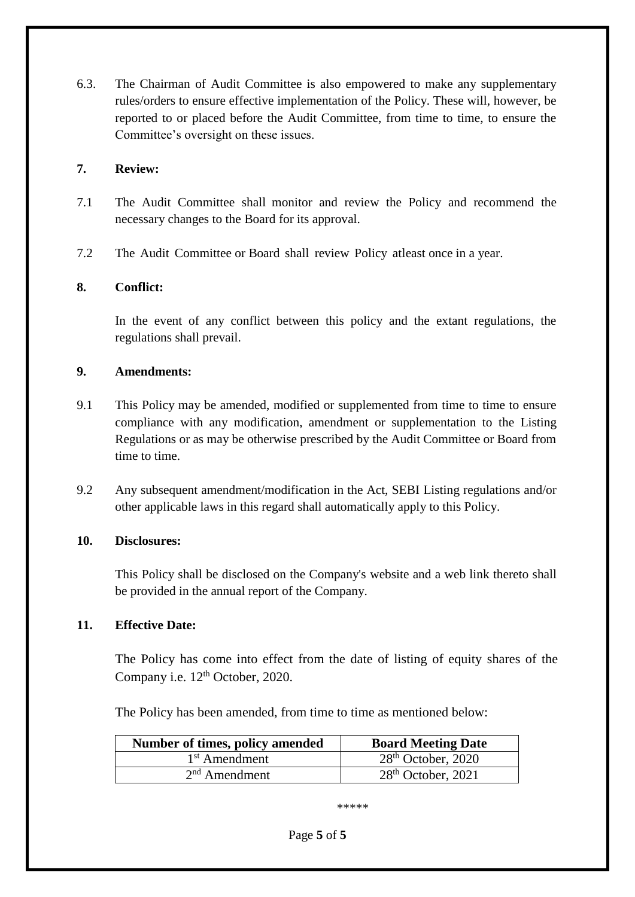6.3. The Chairman of Audit Committee is also empowered to make any supplementary rules/orders to ensure effective implementation of the Policy. These will, however, be reported to or placed before the Audit Committee, from time to time, to ensure the Committee's oversight on these issues.

**7. Review:**

7.1 The Audit Committee shall monitor and review the Policy and recommend the necessary changes to the Board for its approval.

7.2 The Audit Committee or Board shall review Policy atleast once in a year.

**8. Conflict:**

In the event of any conflict between this policy and the extant regulations, the regulations shall prevail.

**9. Amendments:**

9.1 This Policy may be amended, modified or supplemented from time to time to ensure compliance with any modification, amendment or supplementation to the Listing Regulations or as may be otherwise prescribed by the Audit Committee or Board from time to time.

9.2 Any subsequent amendment/modification in the Act, SEBI Listing regulations and/or other applicable laws in this regard shall automatically apply to this Policy.

**10. Disclosures:**

This Policy shall be disclosed on the Company's website and a web link thereto shall be provided in the annual report of the Company.

**11. Effective Date:**

The Policy has come into effect from the date of listing of equity shares of the Company i.e. 12th October, 2020.

The Policy has been amended, from time to time as mentioned below:

| Number of times, policy amended | Board Meeting Date |
|---|---|
| 1st Amendment | 28th October, 2020 |
| 2nd Amendment | 28th October, 2021 |

*****